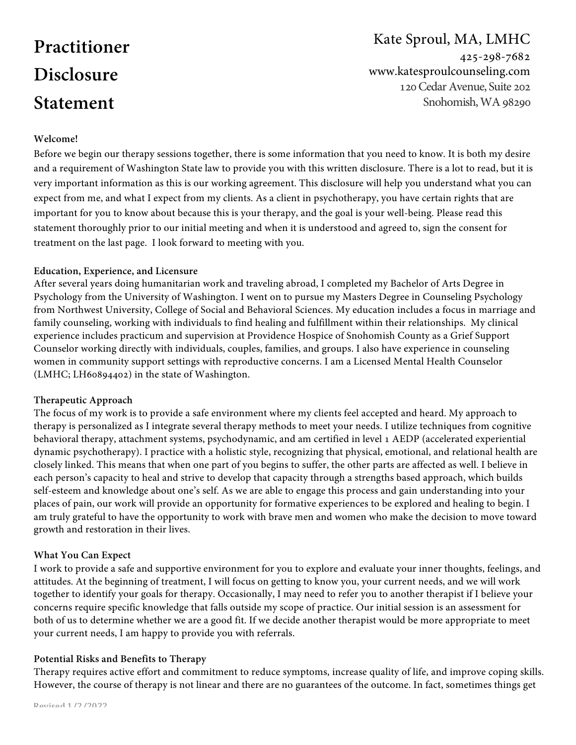# Practitioner Disclosure Statement

Kate Sproul, MA, LMHC
425-298-7682
www.katesproulcounseling.com
120 Cedar Avenue, Suite 202
Snohomish, WA 98290

**Welcome!**

Before we begin our therapy sessions together, there is some information that you need to know. It is both my desire and a requirement of Washington State law to provide you with this written disclosure. There is a lot to read, but it is very important information as this is our working agreement. This disclosure will help you understand what you can expect from me, and what I expect from my clients. As a client in psychotherapy, you have certain rights that are important for you to know about because this is your therapy, and the goal is your well-being. Please read this statement thoroughly prior to our initial meeting and when it is understood and agreed to, sign the consent for treatment on the last page. I look forward to meeting with you.

**Education, Experience, and Licensure**

After several years doing humanitarian work and traveling abroad, I completed my Bachelor of Arts Degree in Psychology from the University of Washington. I went on to pursue my Masters Degree in Counseling Psychology from Northwest University, College of Social and Behavioral Sciences. My education includes a focus in marriage and family counseling, working with individuals to find healing and fulfillment within their relationships. My clinical experience includes practicum and supervision at Providence Hospice of Snohomish County as a Grief Support Counselor working directly with individuals, couples, families, and groups. I also have experience in counseling women in community support settings with reproductive concerns. I am a Licensed Mental Health Counselor (LMHC; LH60894402) in the state of Washington.

**Therapeutic Approach**

The focus of my work is to provide a safe environment where my clients feel accepted and heard. My approach to therapy is personalized as I integrate several therapy methods to meet your needs. I utilize techniques from cognitive behavioral therapy, attachment systems, psychodynamic, and am certified in level 1 AEDP (accelerated experiential dynamic psychotherapy). I practice with a holistic style, recognizing that physical, emotional, and relational health are closely linked. This means that when one part of you begins to suffer, the other parts are affected as well. I believe in each person's capacity to heal and strive to develop that capacity through a strengths based approach, which builds self-esteem and knowledge about one's self. As we are able to engage this process and gain understanding into your places of pain, our work will provide an opportunity for formative experiences to be explored and healing to begin. I am truly grateful to have the opportunity to work with brave men and women who make the decision to move toward growth and restoration in their lives.

**What You Can Expect**

I work to provide a safe and supportive environment for you to explore and evaluate your inner thoughts, feelings, and attitudes. At the beginning of treatment, I will focus on getting to know you, your current needs, and we will work together to identify your goals for therapy. Occasionally, I may need to refer you to another therapist if I believe your concerns require specific knowledge that falls outside my scope of practice. Our initial session is an assessment for both of us to determine whether we are a good fit. If we decide another therapist would be more appropriate to meet your current needs, I am happy to provide you with referrals.

**Potential Risks and Benefits to Therapy**

Therapy requires active effort and commitment to reduce symptoms, increase quality of life, and improve coping skills. However, the course of therapy is not linear and there are no guarantees of the outcome. In fact, sometimes things get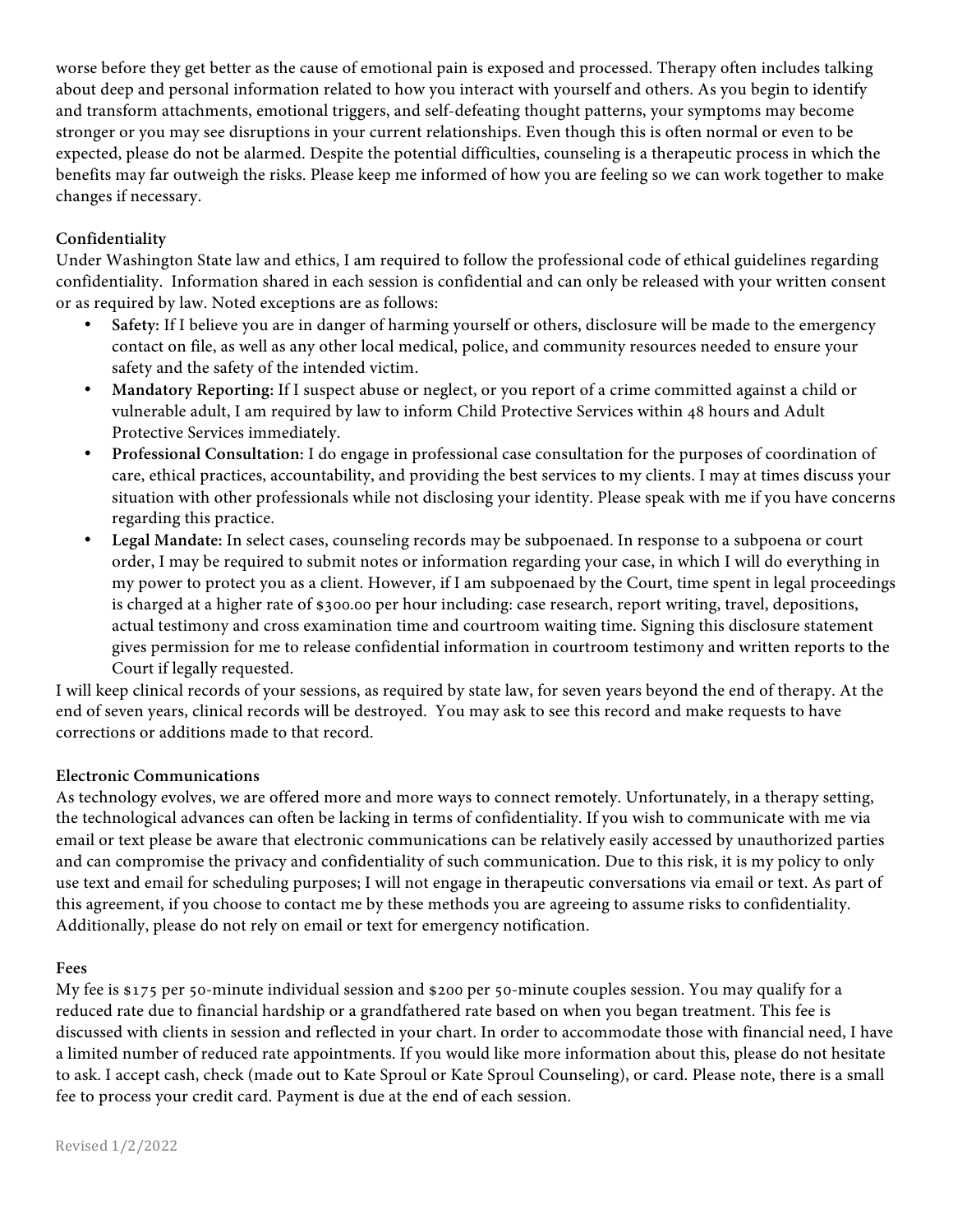worse before they get better as the cause of emotional pain is exposed and processed. Therapy often includes talking about deep and personal information related to how you interact with yourself and others. As you begin to identify and transform attachments, emotional triggers, and self-defeating thought patterns, your symptoms may become stronger or you may see disruptions in your current relationships. Even though this is often normal or even to be expected, please do not be alarmed. Despite the potential difficulties, counseling is a therapeutic process in which the benefits may far outweigh the risks. Please keep me informed of how you are feeling so we can work together to make changes if necessary.

**Confidentiality**

Under Washington State law and ethics, I am required to follow the professional code of ethical guidelines regarding confidentiality. Information shared in each session is confidential and can only be released with your written consent or as required by law. Noted exceptions are as follows:

- **Safety:** If I believe you are in danger of harming yourself or others, disclosure will be made to the emergency contact on file, as well as any other local medical, police, and community resources needed to ensure your safety and the safety of the intended victim.
- **Mandatory Reporting:** If I suspect abuse or neglect, or you report of a crime committed against a child or vulnerable adult, I am required by law to inform Child Protective Services within 48 hours and Adult Protective Services immediately.
- **Professional Consultation:** I do engage in professional case consultation for the purposes of coordination of care, ethical practices, accountability, and providing the best services to my clients. I may at times discuss your situation with other professionals while not disclosing your identity. Please speak with me if you have concerns regarding this practice.
- **Legal Mandate:** In select cases, counseling records may be subpoenaed. In response to a subpoena or court order, I may be required to submit notes or information regarding your case, in which I will do everything in my power to protect you as a client. However, if I am subpoenaed by the Court, time spent in legal proceedings is charged at a higher rate of $300.00 per hour including: case research, report writing, travel, depositions, actual testimony and cross examination time and courtroom waiting time. Signing this disclosure statement gives permission for me to release confidential information in courtroom testimony and written reports to the Court if legally requested.

I will keep clinical records of your sessions, as required by state law, for seven years beyond the end of therapy. At the end of seven years, clinical records will be destroyed. You may ask to see this record and make requests to have corrections or additions made to that record.

**Electronic Communications**

As technology evolves, we are offered more and more ways to connect remotely. Unfortunately, in a therapy setting, the technological advances can often be lacking in terms of confidentiality. If you wish to communicate with me via email or text please be aware that electronic communications can be relatively easily accessed by unauthorized parties and can compromise the privacy and confidentiality of such communication. Due to this risk, it is my policy to only use text and email for scheduling purposes; I will not engage in therapeutic conversations via email or text. As part of this agreement, if you choose to contact me by these methods you are agreeing to assume risks to confidentiality. Additionally, please do not rely on email or text for emergency notification.

**Fees**

My fee is $175 per 50-minute individual session and $200 per 50-minute couples session. You may qualify for a reduced rate due to financial hardship or a grandfathered rate based on when you began treatment. This fee is discussed with clients in session and reflected in your chart. In order to accommodate those with financial need, I have a limited number of reduced rate appointments. If you would like more information about this, please do not hesitate to ask. I accept cash, check (made out to Kate Sproul or Kate Sproul Counseling), or card. Please note, there is a small fee to process your credit card. Payment is due at the end of each session.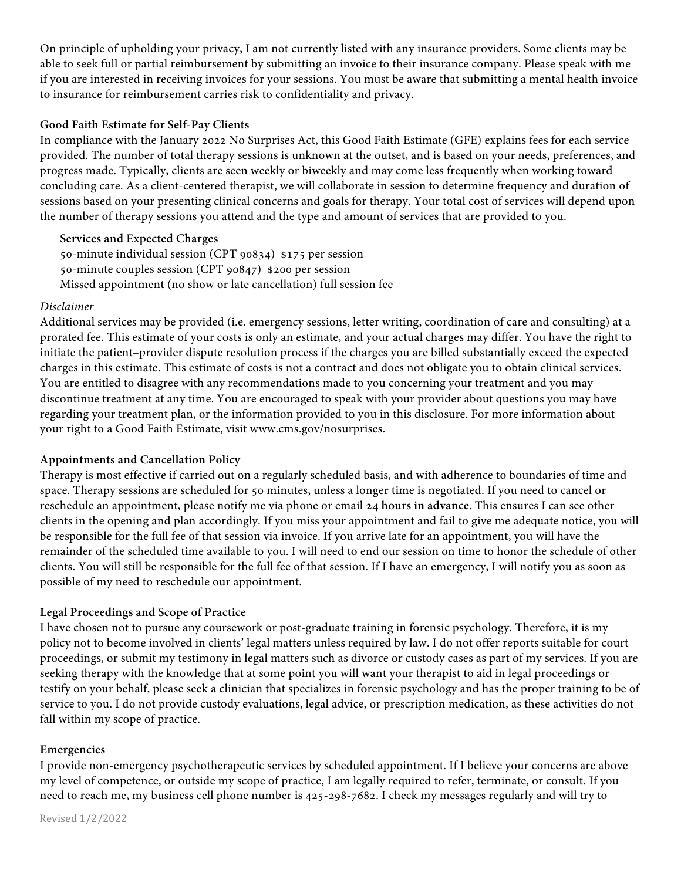On principle of upholding your privacy, I am not currently listed with any insurance providers. Some clients may be able to seek full or partial reimbursement by submitting an invoice to their insurance company. Please speak with me if you are interested in receiving invoices for your sessions. You must be aware that submitting a mental health invoice to insurance for reimbursement carries risk to confidentiality and privacy.

**Good Faith Estimate for Self-Pay Clients**

In compliance with the January 2022 No Surprises Act, this Good Faith Estimate (GFE) explains fees for each service provided. The number of total therapy sessions is unknown at the outset, and is based on your needs, preferences, and progress made. Typically, clients are seen weekly or biweekly and may come less frequently when working toward concluding care. As a client-centered therapist, we will collaborate in session to determine frequency and duration of sessions based on your presenting clinical concerns and goals for therapy. Your total cost of services will depend upon the number of therapy sessions you attend and the type and amount of services that are provided to you.

**Services and Expected Charges**

50-minute individual session (CPT 90834) $175 per session
50-minute couples session (CPT 90847) $200 per session
Missed appointment (no show or late cancellation) full session fee

*Disclaimer*

Additional services may be provided (i.e. emergency sessions, letter writing, coordination of care and consulting) at a prorated fee. This estimate of your costs is only an estimate, and your actual charges may differ. You have the right to initiate the patient–provider dispute resolution process if the charges you are billed substantially exceed the expected charges in this estimate. This estimate of costs is not a contract and does not obligate you to obtain clinical services. You are entitled to disagree with any recommendations made to you concerning your treatment and you may discontinue treatment at any time. You are encouraged to speak with your provider about questions you may have regarding your treatment plan, or the information provided to you in this disclosure. For more information about your right to a Good Faith Estimate, visit www.cms.gov/nosurprises.

**Appointments and Cancellation Policy**

Therapy is most effective if carried out on a regularly scheduled basis, and with adherence to boundaries of time and space. Therapy sessions are scheduled for 50 minutes, unless a longer time is negotiated. If you need to cancel or reschedule an appointment, please notify me via phone or email **24 hours in advance**. This ensures I can see other clients in the opening and plan accordingly. If you miss your appointment and fail to give me adequate notice, you will be responsible for the full fee of that session via invoice. If you arrive late for an appointment, you will have the remainder of the scheduled time available to you. I will need to end our session on time to honor the schedule of other clients. You will still be responsible for the full fee of that session. If I have an emergency, I will notify you as soon as possible of my need to reschedule our appointment.

**Legal Proceedings and Scope of Practice**

I have chosen not to pursue any coursework or post-graduate training in forensic psychology. Therefore, it is my policy not to become involved in clients' legal matters unless required by law. I do not offer reports suitable for court proceedings, or submit my testimony in legal matters such as divorce or custody cases as part of my services. If you are seeking therapy with the knowledge that at some point you will want your therapist to aid in legal proceedings or testify on your behalf, please seek a clinician that specializes in forensic psychology and has the proper training to be of service to you. I do not provide custody evaluations, legal advice, or prescription medication, as these activities do not fall within my scope of practice.

**Emergencies**

I provide non-emergency psychotherapeutic services by scheduled appointment. If I believe your concerns are above my level of competence, or outside my scope of practice, I am legally required to refer, terminate, or consult. If you need to reach me, my business cell phone number is 425-298-7682. I check my messages regularly and will try to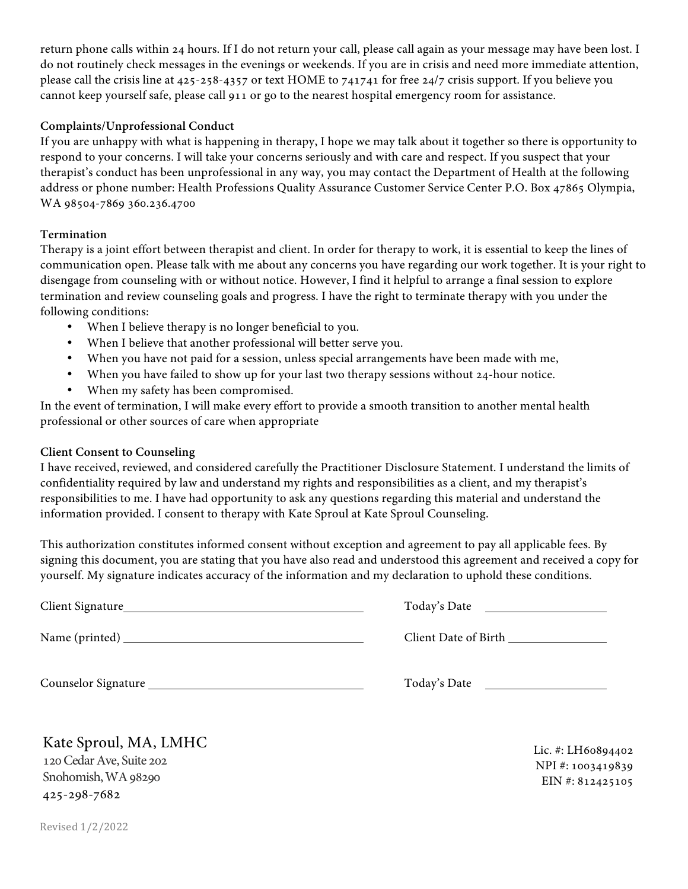return phone calls within 24 hours. If I do not return your call, please call again as your message may have been lost. I do not routinely check messages in the evenings or weekends. If you are in crisis and need more immediate attention, please call the crisis line at 425-258-4357 or text HOME to 741741 for free 24/7 crisis support. If you believe you cannot keep yourself safe, please call 911 or go to the nearest hospital emergency room for assistance.

**Complaints/Unprofessional Conduct**

If you are unhappy with what is happening in therapy, I hope we may talk about it together so there is opportunity to respond to your concerns. I will take your concerns seriously and with care and respect. If you suspect that your therapist's conduct has been unprofessional in any way, you may contact the Department of Health at the following address or phone number: Health Professions Quality Assurance Customer Service Center P.O. Box 47865 Olympia, WA 98504-7869 360.236.4700

**Termination**

Therapy is a joint effort between therapist and client. In order for therapy to work, it is essential to keep the lines of communication open. Please talk with me about any concerns you have regarding our work together. It is your right to disengage from counseling with or without notice. However, I find it helpful to arrange a final session to explore termination and review counseling goals and progress. I have the right to terminate therapy with you under the following conditions:

- When I believe therapy is no longer beneficial to you.
- When I believe that another professional will better serve you.
- When you have not paid for a session, unless special arrangements have been made with me,
- When you have failed to show up for your last two therapy sessions without 24-hour notice.
- When my safety has been compromised.

In the event of termination, I will make every effort to provide a smooth transition to another mental health professional or other sources of care when appropriate

**Client Consent to Counseling**

I have received, reviewed, and considered carefully the Practitioner Disclosure Statement. I understand the limits of confidentiality required by law and understand my rights and responsibilities as a client, and my therapist's responsibilities to me. I have had opportunity to ask any questions regarding this material and understand the information provided. I consent to therapy with Kate Sproul at Kate Sproul Counseling.

This authorization constitutes informed consent without exception and agreement to pay all applicable fees. By signing this document, you are stating that you have also read and understood this agreement and received a copy for yourself. My signature indicates accuracy of the information and my declaration to uphold these conditions.

Client Signature\_\_\_\_\_\_\_\_\_\_\_\_\_\_\_\_\_\_\_\_\_\_\_\_\_\_\_\_\_\_\_\_ Today's Date \_\_\_\_\_\_\_\_\_\_\_\_\_\_\_\_

Name (printed) \_\_\_\_\_\_\_\_\_\_\_\_\_\_\_\_\_\_\_\_\_\_\_\_\_\_\_\_\_\_\_\_ Client Date of Birth \_\_\_\_\_\_\_\_\_\_\_\_\_\_\_\_

Counselor Signature \_\_\_\_\_\_\_\_\_\_\_\_\_\_\_\_\_\_\_\_\_\_\_\_\_\_\_\_\_\_\_\_ Today's Date \_\_\_\_\_\_\_\_\_\_\_\_\_\_\_\_

Kate Sproul, MA, LMHC
120 Cedar Ave, Suite 202
Snohomish, WA 98290
425-298-7682

Lic. #: LH60894402
NPI #: 1003419839
EIN #: 812425105

Revised 1/2/2022